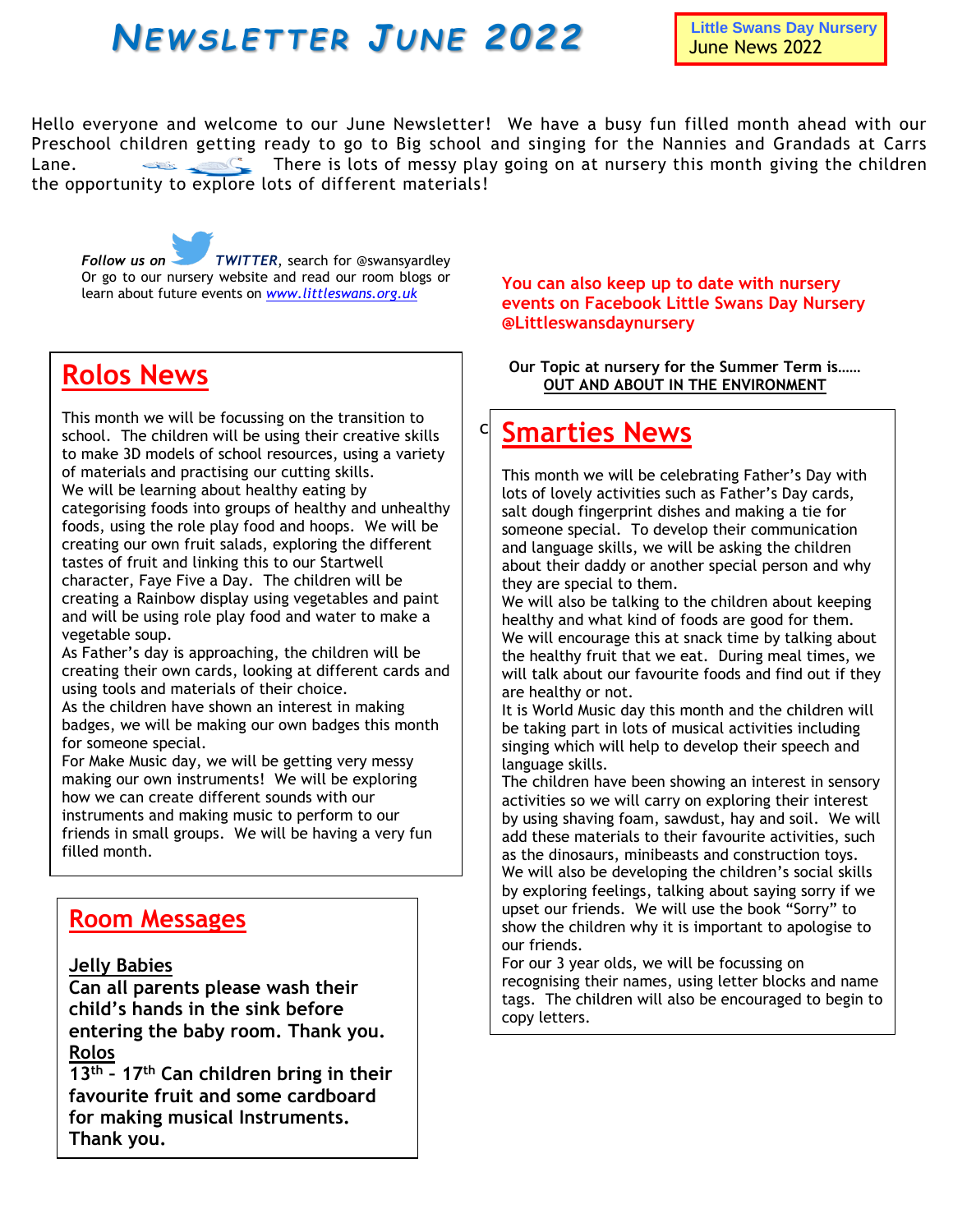# NEWSLETTER JUNE 2022

**Little Swans Day Nursery**
June News 2022

Hello everyone and welcome to our June Newsletter! We have a busy fun filled month ahead with our Preschool children getting ready to go to Big school and singing for the Nannies and Grandads at Carrs Lane. There is lots of messy play going on at nursery this month giving the children the opportunity to explore lots of different materials!

***Follow us on TWITTER***, search for @swansyardley
Or go to our nursery website and read our room blogs or learn about future events on *www.littleswans.org.uk*

**You can also keep up to date with nursery events on Facebook Little Swans Day Nursery @Littleswansdaynursery**

## Rolos News

This month we will be focussing on the transition to school. The children will be using their creative skills to make 3D models of school resources, using a variety of materials and practising our cutting skills.
We will be learning about healthy eating by categorising foods into groups of healthy and unhealthy foods, using the role play food and hoops. We will be creating our own fruit salads, exploring the different tastes of fruit and linking this to our Startwell character, Faye Five a Day. The children will be creating a Rainbow display using vegetables and paint and will be using role play food and water to make a vegetable soup.
As Father's day is approaching, the children will be creating their own cards, looking at different cards and using tools and materials of their choice.
As the children have shown an interest in making badges, we will be making our own badges this month for someone special.
For Make Music day, we will be getting very messy making our own instruments! We will be exploring how we can create different sounds with our instruments and making music to perform to our friends in small groups. We will be having a very fun filled month.

## Room Messages

**Jelly Babies**
**Can all parents please wash their child's hands in the sink before entering the baby room. Thank you.**
**Rolos**
**13th – 17th Can children bring in their favourite fruit and some cardboard for making musical Instruments. Thank you.**

**Our Topic at nursery for the Summer Term is……**
**OUT AND ABOUT IN THE ENVIRONMENT**

## Smarties News

This month we will be celebrating Father's Day with lots of lovely activities such as Father's Day cards, salt dough fingerprint dishes and making a tie for someone special. To develop their communication and language skills, we will be asking the children about their daddy or another special person and why they are special to them.
We will also be talking to the children about keeping healthy and what kind of foods are good for them. We will encourage this at snack time by talking about the healthy fruit that we eat. During meal times, we will talk about our favourite foods and find out if they are healthy or not.
It is World Music day this month and the children will be taking part in lots of musical activities including singing which will help to develop their speech and language skills.
The children have been showing an interest in sensory activities so we will carry on exploring their interest by using shaving foam, sawdust, hay and soil. We will add these materials to their favourite activities, such as the dinosaurs, minibeasts and construction toys.
We will also be developing the children's social skills by exploring feelings, talking about saying sorry if we upset our friends. We will use the book "Sorry" to show the children why it is important to apologise to our friends.
For our 3 year olds, we will be focussing on recognising their names, using letter blocks and name tags. The children will also be encouraged to begin to copy letters.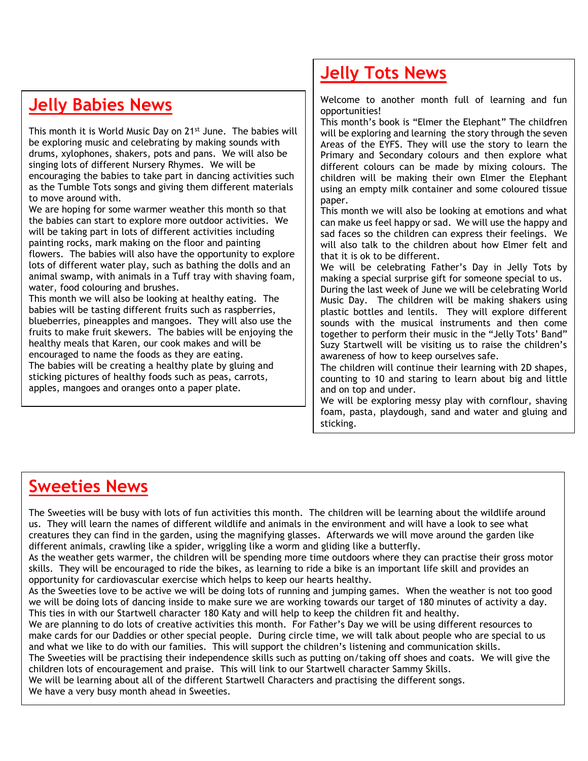## Jelly Babies News

This month it is World Music Day on 21st June. The babies will be exploring music and celebrating by making sounds with drums, xylophones, shakers, pots and pans. We will also be singing lots of different Nursery Rhymes. We will be encouraging the babies to take part in dancing activities such as the Tumble Tots songs and giving them different materials to move around with.

We are hoping for some warmer weather this month so that the babies can start to explore more outdoor activities. We will be taking part in lots of different activities including painting rocks, mark making on the floor and painting flowers. The babies will also have the opportunity to explore lots of different water play, such as bathing the dolls and an animal swamp, with animals in a Tuff tray with shaving foam, water, food colouring and brushes.

This month we will also be looking at healthy eating. The babies will be tasting different fruits such as raspberries, blueberries, pineapples and mangoes. They will also use the fruits to make fruit skewers. The babies will be enjoying the healthy meals that Karen, our cook makes and will be encouraged to name the foods as they are eating.

The babies will be creating a healthy plate by gluing and sticking pictures of healthy foods such as peas, carrots, apples, mangoes and oranges onto a paper plate.

## Jelly Tots News

Welcome to another month full of learning and fun opportunities!

This month's book is "Elmer the Elephant" The childfren will be exploring and learning the story through the seven Areas of the EYFS. They will use the story to learn the Primary and Secondary colours and then explore what different colours can be made by mixing colours. The children will be making their own Elmer the Elephant using an empty milk container and some coloured tissue paper.

This month we will also be looking at emotions and what can make us feel happy or sad. We will use the happy and sad faces so the children can express their feelings. We will also talk to the children about how Elmer felt and that it is ok to be different.

We will be celebrating Father's Day in Jelly Tots by making a special surprise gift for someone special to us.

During the last week of June we will be celebrating World Music Day. The children will be making shakers using plastic bottles and lentils. They will explore different sounds with the musical instruments and then come together to perform their music in the "Jelly Tots' Band"

Suzy Startwell will be visiting us to raise the children's awareness of how to keep ourselves safe.

The children will continue their learning with 2D shapes, counting to 10 and staring to learn about big and little and on top and under.

We will be exploring messy play with cornflour, shaving foam, pasta, playdough, sand and water and gluing and sticking.

## Sweeties News

The Sweeties will be busy with lots of fun activities this month. The children will be learning about the wildlife around us. They will learn the names of different wildlife and animals in the environment and will have a look to see what creatures they can find in the garden, using the magnifying glasses. Afterwards we will move around the garden like different animals, crawling like a spider, wriggling like a worm and gliding like a butterfly.

As the weather gets warmer, the children will be spending more time outdoors where they can practise their gross motor skills. They will be encouraged to ride the bikes, as learning to ride a bike is an important life skill and provides an opportunity for cardiovascular exercise which helps to keep our hearts healthy.

As the Sweeties love to be active we will be doing lots of running and jumping games. When the weather is not too good we will be doing lots of dancing inside to make sure we are working towards our target of 180 minutes of activity a day. This ties in with our Startwell character 180 Katy and will help to keep the children fit and healthy.

We are planning to do lots of creative activities this month. For Father's Day we will be using different resources to make cards for our Daddies or other special people. During circle time, we will talk about people who are special to us and what we like to do with our families. This will support the children's listening and communication skills.

The Sweeties will be practising their independence skills such as putting on/taking off shoes and coats. We will give the children lots of encouragement and praise. This will link to our Startwell character Sammy Skills.

We will be learning about all of the different Startwell Characters and practising the different songs.

We have a very busy month ahead in Sweeties.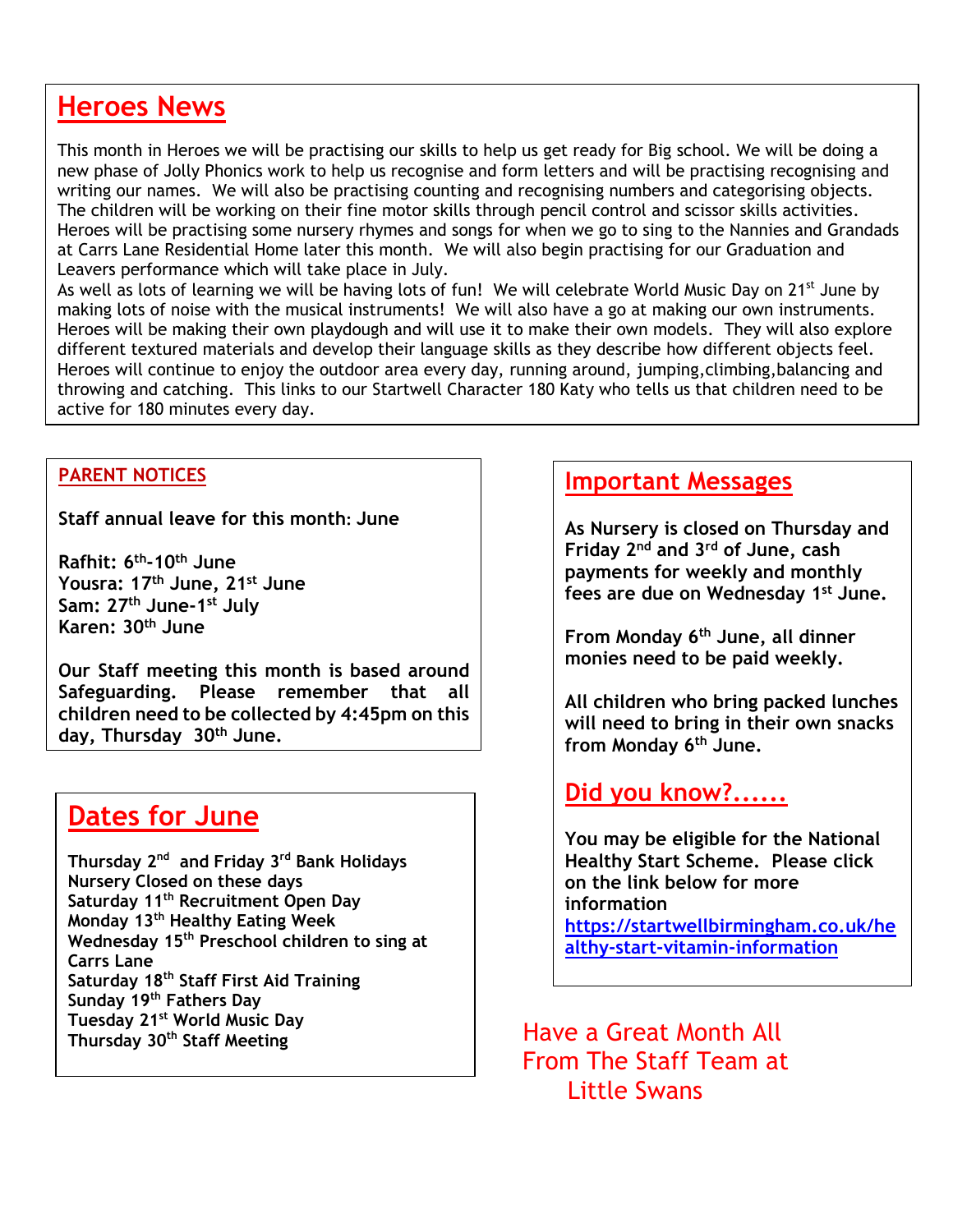## Heroes News

This month in Heroes we will be practising our skills to help us get ready for Big school. We will be doing a new phase of Jolly Phonics work to help us recognise and form letters and will be practising recognising and writing our names. We will also be practising counting and recognising numbers and categorising objects. The children will be working on their fine motor skills through pencil control and scissor skills activities. Heroes will be practising some nursery rhymes and songs for when we go to sing to the Nannies and Grandads at Carrs Lane Residential Home later this month. We will also begin practising for our Graduation and Leavers performance which will take place in July.

As well as lots of learning we will be having lots of fun! We will celebrate World Music Day on 21st June by making lots of noise with the musical instruments! We will also have a go at making our own instruments. Heroes will be making their own playdough and will use it to make their own models. They will also explore different textured materials and develop their language skills as they describe how different objects feel. Heroes will continue to enjoy the outdoor area every day, running around, jumping,climbing,balancing and throwing and catching. This links to our Startwell Character 180 Katy who tells us that children need to be active for 180 minutes every day.

### PARENT NOTICES

**Staff annual leave for this month: June**

**Rafhit: 6th-10th June**
**Yousra: 17th June, 21st June**
**Sam: 27th June-1st July**
**Karen: 30th June**

**Our Staff meeting this month is based around Safeguarding. Please remember that all children need to be collected by 4:45pm on this day, Thursday 30th June.**

## Dates for June

**Thursday 2nd and Friday 3rd Bank Holidays**
**Nursery Closed on these days**
**Saturday 11th Recruitment Open Day**
**Monday 13th Healthy Eating Week**
**Wednesday 15th Preschool children to sing at Carrs Lane**
**Saturday 18th Staff First Aid Training**
**Sunday 19th Fathers Day**
**Tuesday 21st World Music Day**
**Thursday 30th Staff Meeting**

## Important Messages

**As Nursery is closed on Thursday and Friday 2nd and 3rd of June, cash payments for weekly and monthly fees are due on Wednesday 1st June.**

**From Monday 6th June, all dinner monies need to be paid weekly.**

**All children who bring packed lunches will need to bring in their own snacks from Monday 6th June.**

## Did you know?......

**You may be eligible for the National Healthy Start Scheme. Please click on the link below for more information**
**https://startwellbirmingham.co.uk/healthy-start-vitamin-information**

Have a Great Month All
From The Staff Team at
Little Swans